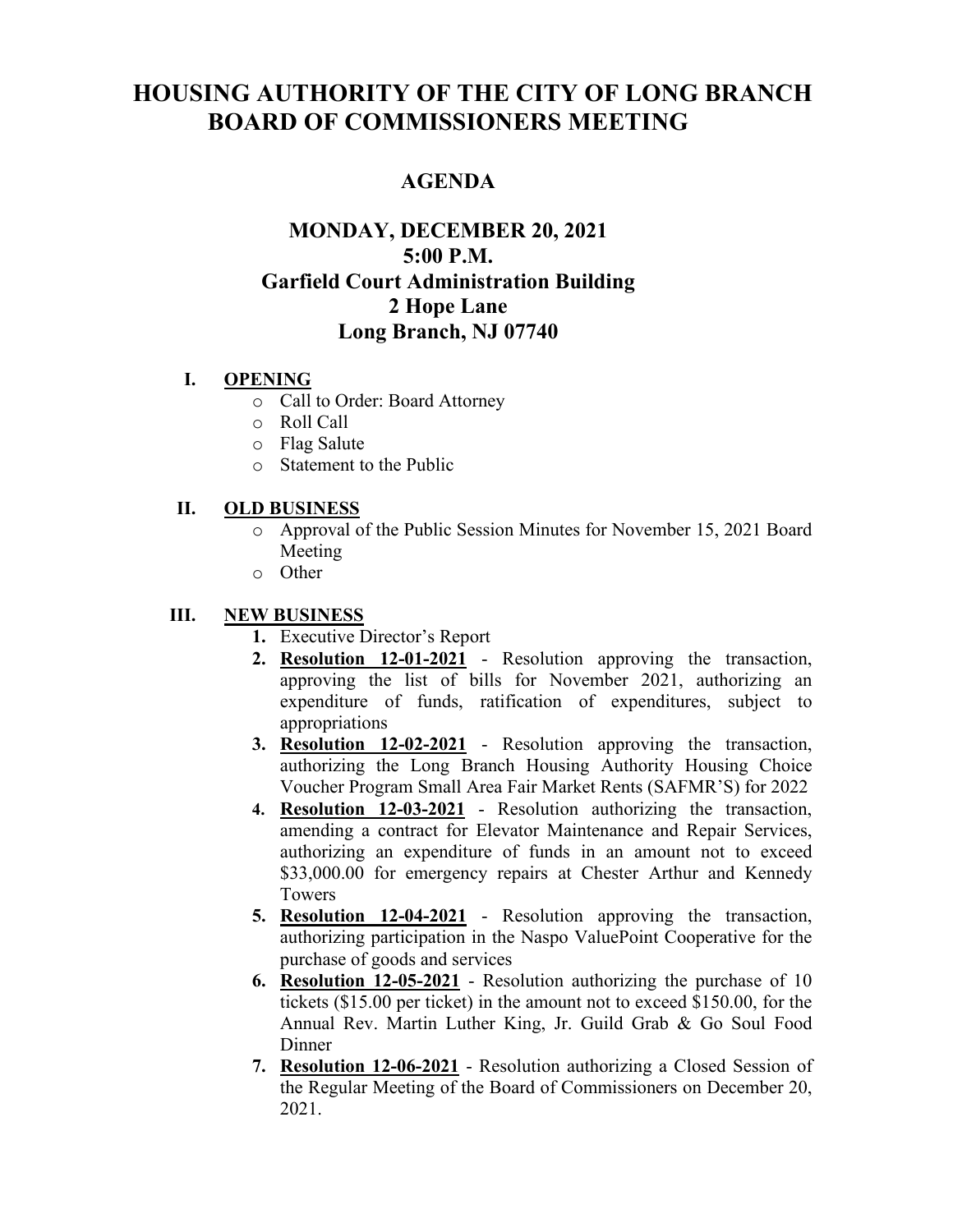# HOUSING AUTHORITY OF THE CITY OF LONG BRANCH BOARD OF COMMISSIONERS MEETING

## AGENDA

### MONDAY, DECEMBER 20, 2021
### 5:00 P.M.
### Garfield Court Administration Building
### 2 Hope Lane
### Long Branch, NJ 07740

**I. OPENING**

- Call to Order: Board Attorney
- Roll Call
- Flag Salute
- Statement to the Public

**II. OLD BUSINESS**

- Approval of the Public Session Minutes for November 15, 2021 Board Meeting
- Other

**III. NEW BUSINESS**

1. Executive Director's Report
2. **Resolution 12-01-2021** - Resolution approving the transaction, approving the list of bills for November 2021, authorizing an expenditure of funds, ratification of expenditures, subject to appropriations
3. **Resolution 12-02-2021** - Resolution approving the transaction, authorizing the Long Branch Housing Authority Housing Choice Voucher Program Small Area Fair Market Rents (SAFMR'S) for 2022
4. **Resolution 12-03-2021** - Resolution authorizing the transaction, amending a contract for Elevator Maintenance and Repair Services, authorizing an expenditure of funds in an amount not to exceed $33,000.00 for emergency repairs at Chester Arthur and Kennedy Towers
5. **Resolution 12-04-2021** - Resolution approving the transaction, authorizing participation in the Naspo ValuePoint Cooperative for the purchase of goods and services
6. **Resolution 12-05-2021** - Resolution authorizing the purchase of 10 tickets ($15.00 per ticket) in the amount not to exceed $150.00, for the Annual Rev. Martin Luther King, Jr. Guild Grab & Go Soul Food Dinner
7. **Resolution 12-06-2021** - Resolution authorizing a Closed Session of the Regular Meeting of the Board of Commissioners on December 20, 2021.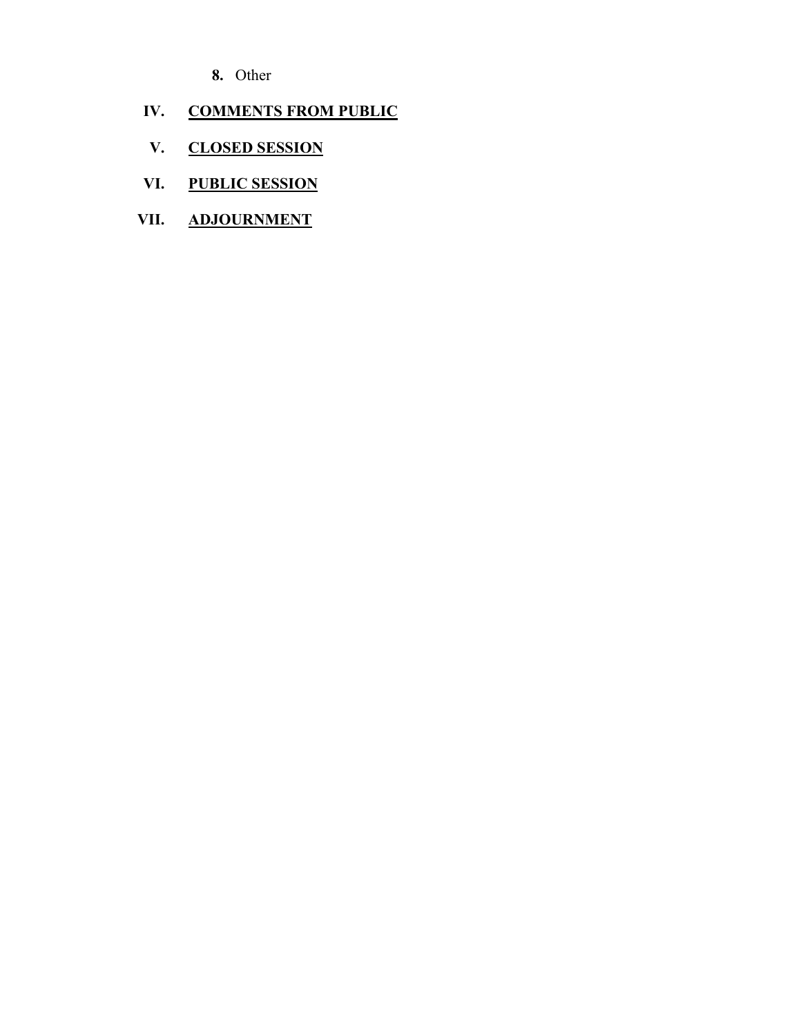**8.** Other

**IV. <u>COMMENTS FROM PUBLIC</u>**

**V. <u>CLOSED SESSION</u>**

**VI. <u>PUBLIC SESSION</u>**

**VII. <u>ADJOURNMENT</u>**